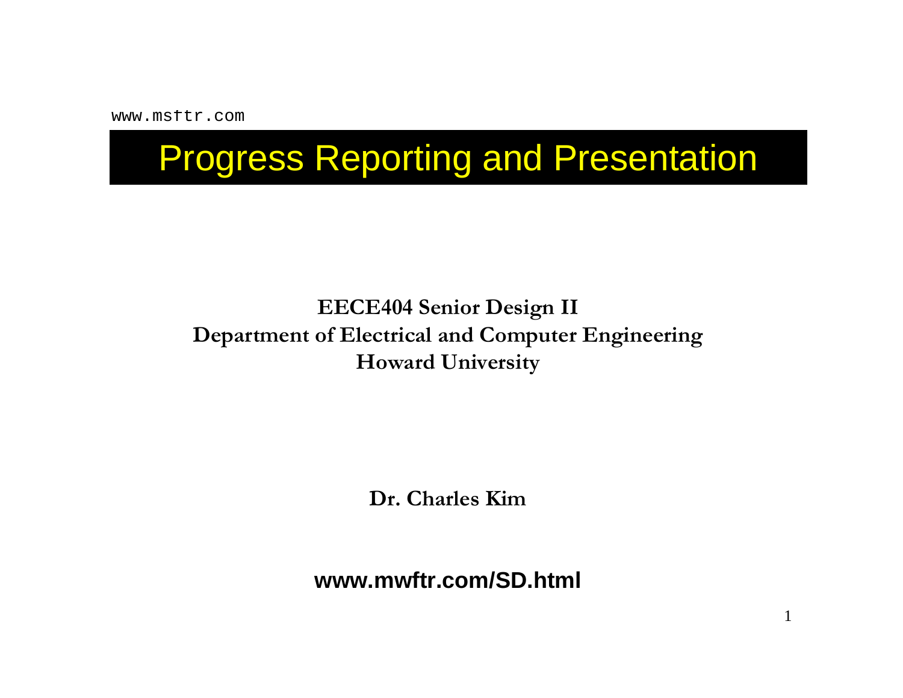www.msftr.com

# Progress Reporting and Presentation

**EECE404 Senior Design II**
**Department of Electrical and Computer Engineering**
**Howard University**

**Dr. Charles Kim**

**www.mwftr.com/SD.html**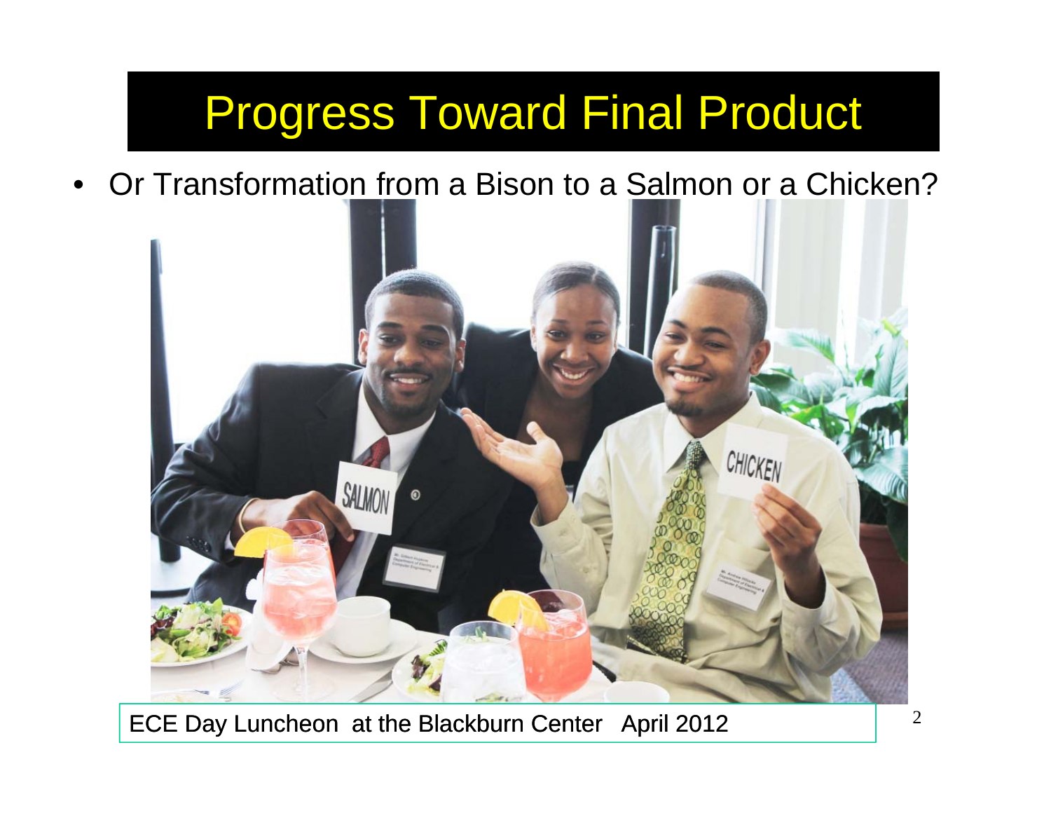# Progress Toward Final Product

- Or Transformation from a Bison to a Salmon or a Chicken?

ECE Day Luncheon at the Blackburn Center April 2012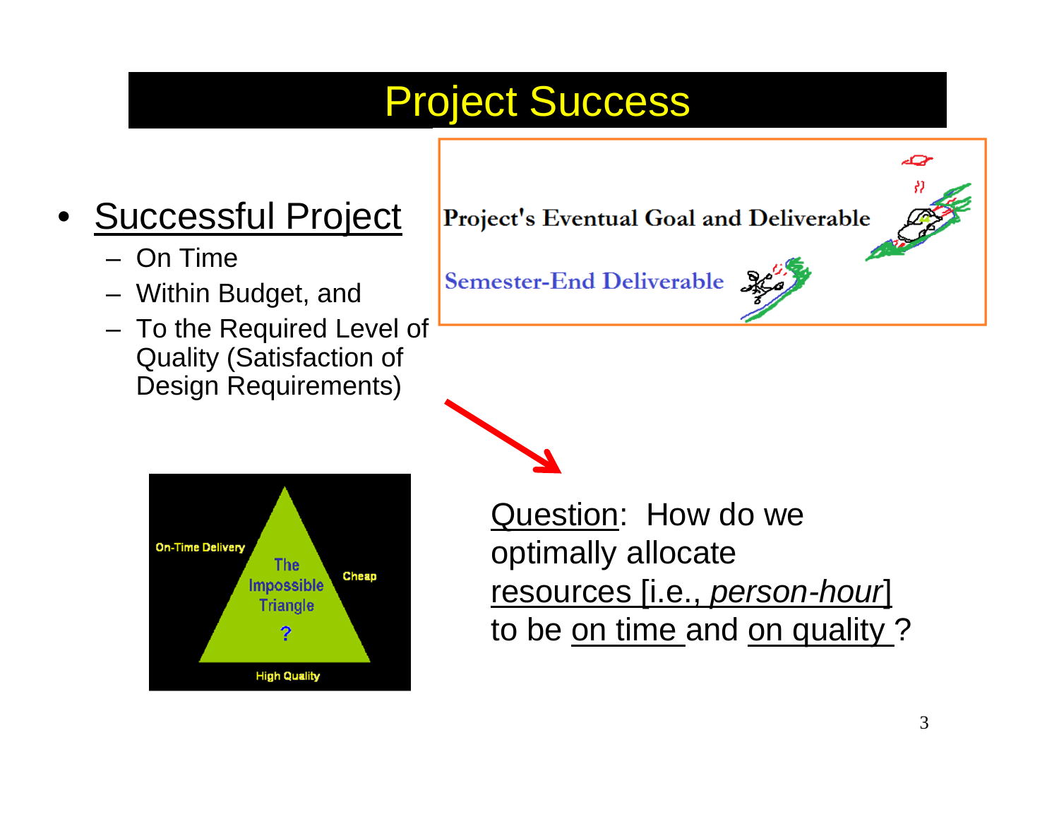# Project Success

- Successful Project
  - On Time
  - Within Budget, and
  - To the Required Level of Quality (Satisfaction of Design Requirements)

Project's Eventual Goal and Deliverable

Semester-End Deliverable

On-Time Delivery

The Impossible Triangle ?

Cheap

High Quality

Question: How do we optimally allocate resources [i.e., *person-hour*] to be on time and on quality ?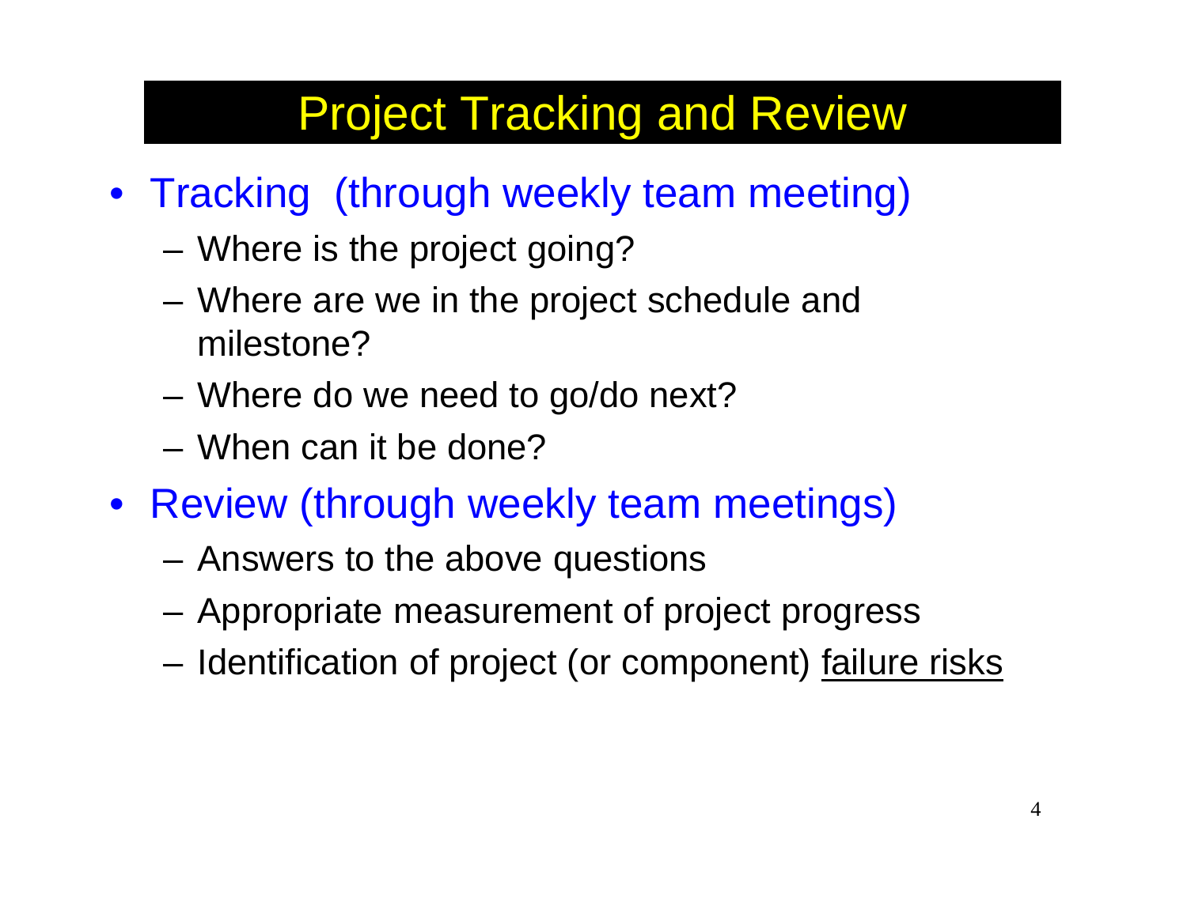# Project Tracking and Review

- Tracking (through weekly team meeting)
  - Where is the project going?
  - Where are we in the project schedule and milestone?
  - Where do we need to go/do next?
  - When can it be done?
- Review (through weekly team meetings)
  - Answers to the above questions
  - Appropriate measurement of project progress
  - Identification of project (or component) <u>failure risks</u>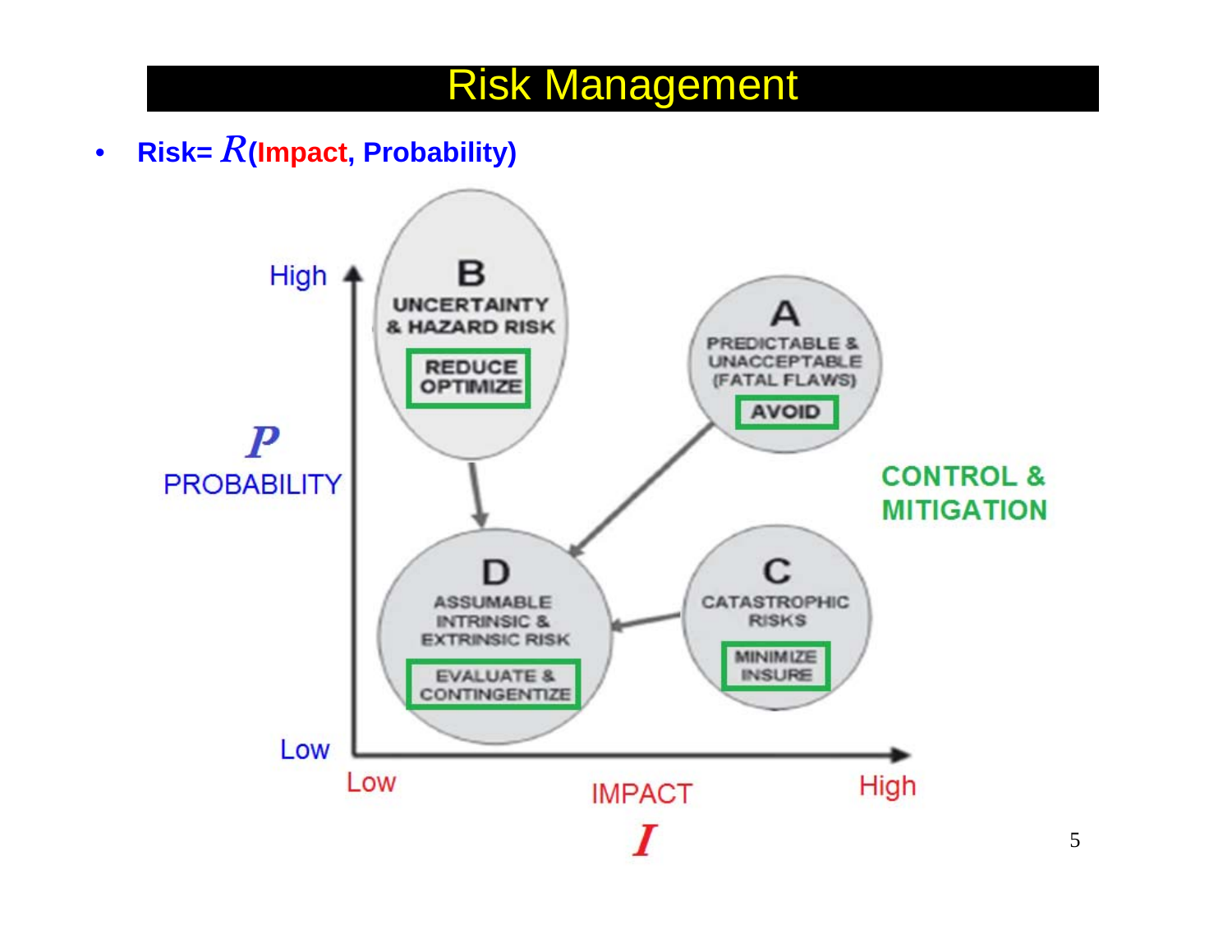# Risk Management

- **Risk=** $R$**(Impact, Probability)**

**B** UNCERTAINTY & HAZARD RISK — REDUCE OPTIMIZE

**A** PREDICTABLE & UNACCEPTABLE (FATAL FLAWS) — AVOID

**D** ASSUMABLE INTRINSIC & EXTRINSIC RISK — EVALUATE & CONTINGENTIZE

**C** CATASTROPHIC RISKS — MINIMIZE INSURE

CONTROL & MITIGATION

$P$ PROBABILITY (Low – High)

IMPACT $I$ (Low – High)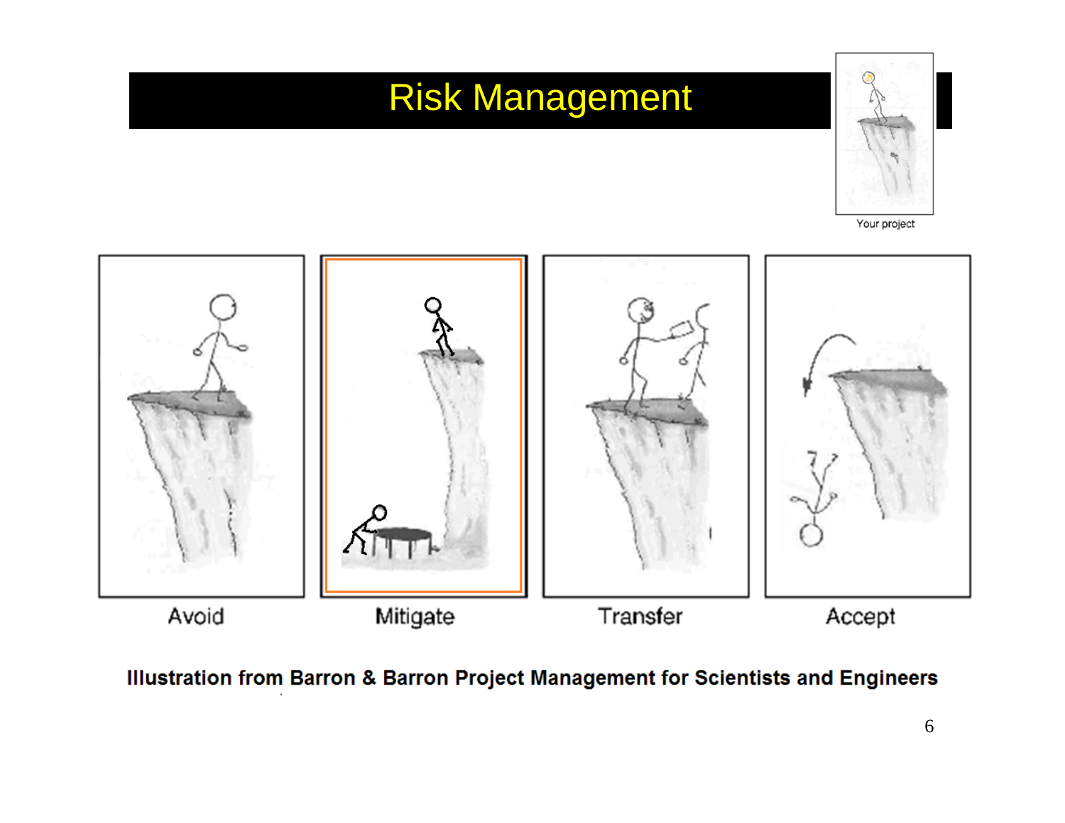# Risk Management

Your project

Avoid

Mitigate

Transfer

Accept

**Illustration from Barron & Barron Project Management for Scientists and Engineers**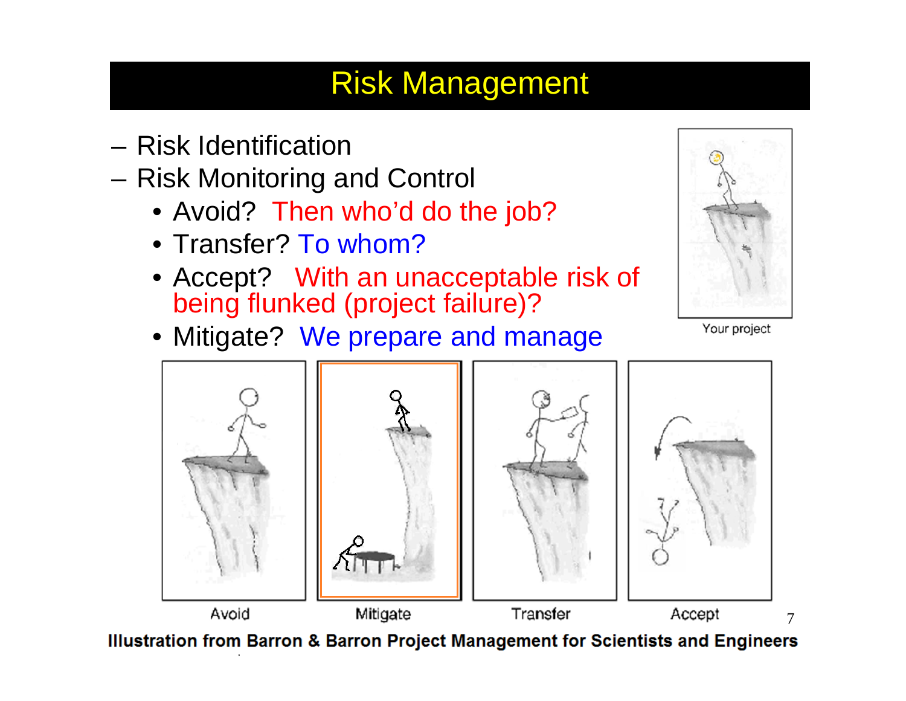# Risk Management

- Risk Identification
- Risk Monitoring and Control
  - Avoid? Then who'd do the job?
  - Transfer? To whom?
  - Accept? With an unacceptable risk of being flunked (project failure)?
  - Mitigate? We prepare and manage

Your project

Avoid | Mitigate | Transfer | Accept

**Illustration from Barron & Barron Project Management for Scientists and Engineers**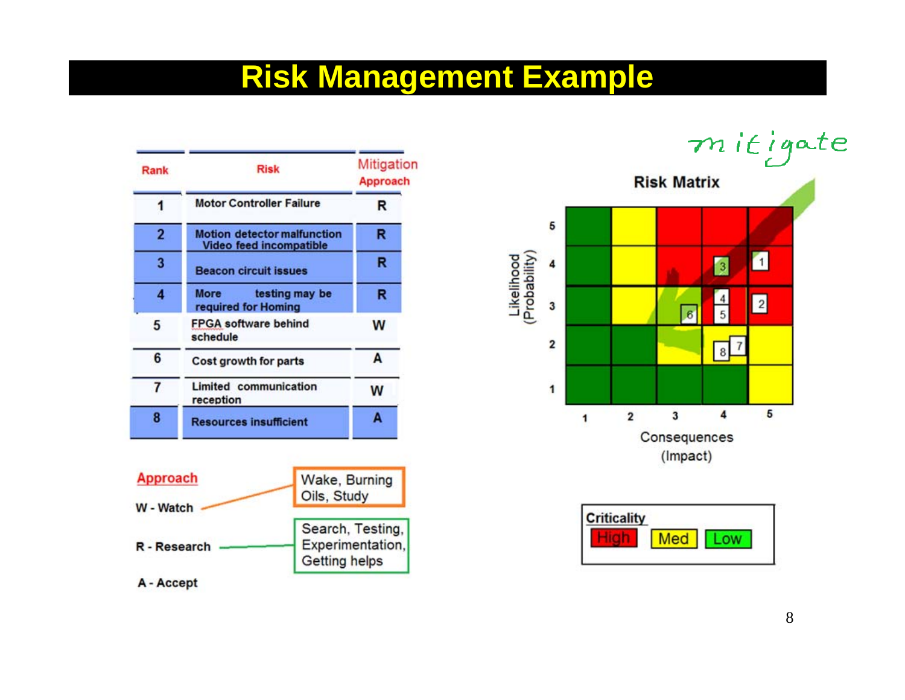# Risk Management Example

| Rank | Risk | Mitigation Approach |
|---|---|---|
| 1 | Motor Controller Failure | R |
| 2 | Motion detector malfunction Video feed incompatible | R |
| 3 | Beacon circuit issues | R |
| 4 | More testing may be required for Homing | R |
| 5 | FPGA software behind schedule | W |
| 6 | Cost growth for parts | A |
| 7 | Limited communication reception | W |
| 8 | Resources insufficient | A |

**Approach**

- W - Watch: Wake, Burning Oils, Study
- R - Research: Search, Testing, Experimentation, Getting helps
- A - Accept

mitigate

**Risk Matrix**

Likelihood (Probability) vs. Consequences (Impact)

| Likelihood \ Consequences | 1 | 2 | 3 | 4 | 5 |
|---|---|---|---|---|---|
| 5 | | | | | |
| 4 | | | | 3 | 1 |
| 3 | | | 6 | 4, 5 | 2 |
| 2 | | | | 8, 7 | |
| 1 | | | | | |

**Criticality**: High | Med | Low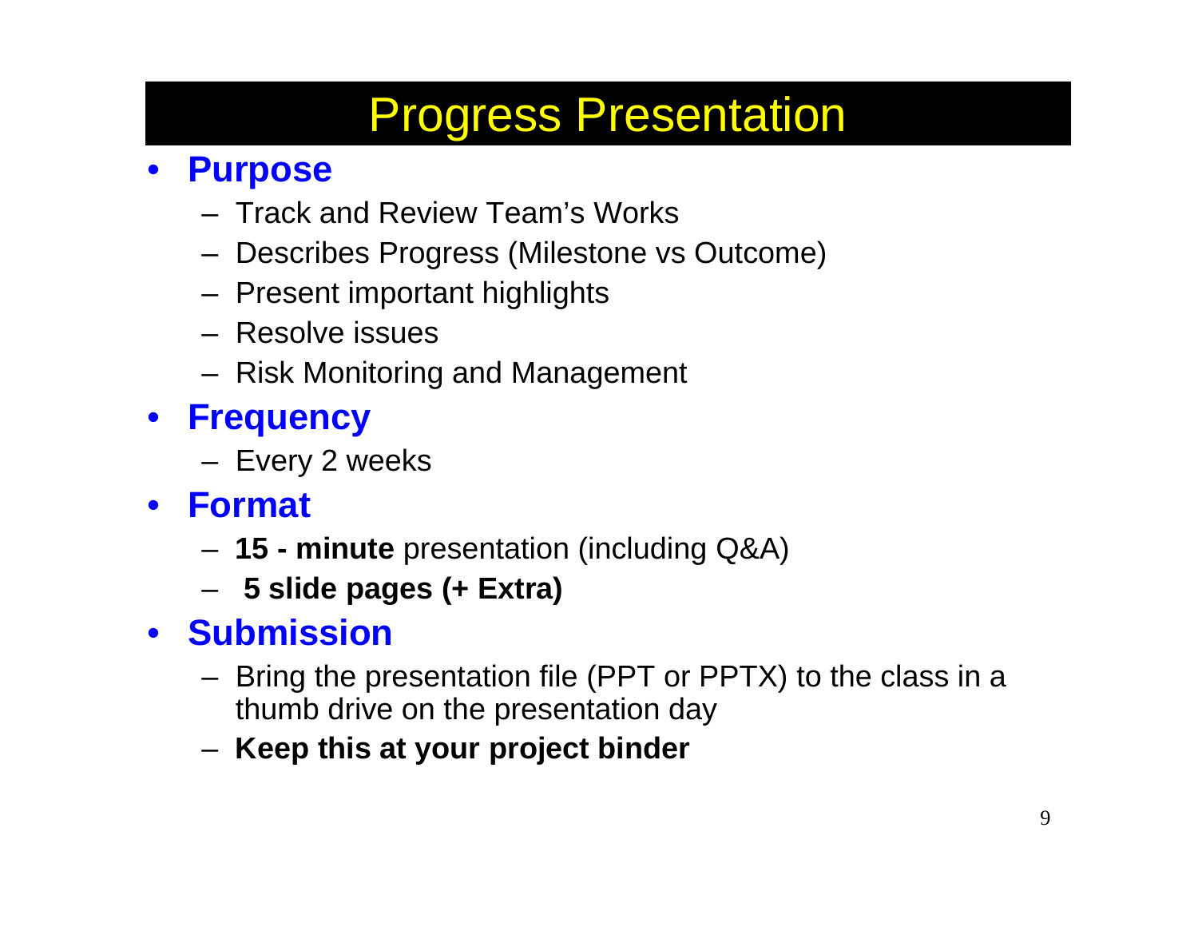# Progress Presentation

- **Purpose**
  - Track and Review Team's Works
  - Describes Progress (Milestone vs Outcome)
  - Present important highlights
  - Resolve issues
  - Risk Monitoring and Management
- **Frequency**
  - Every 2 weeks
- **Format**
  - **15 - minute** presentation (including Q&A)
  - **5 slide pages (+ Extra)**
- **Submission**
  - Bring the presentation file (PPT or PPTX) to the class in a thumb drive on the presentation day
  - **Keep this at your project binder**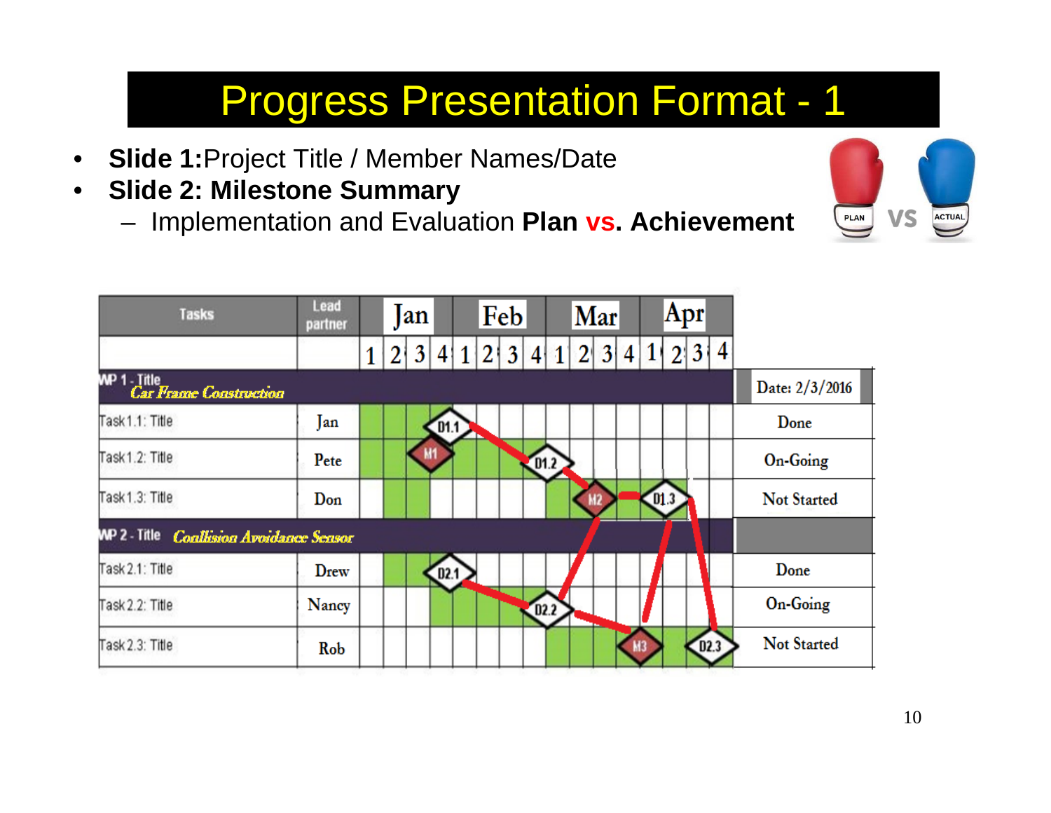# Progress Presentation Format - 1

- **Slide 1:** Project Title / Member Names/Date
- **Slide 2: Milestone Summary**
  - Implementation and Evaluation **Plan vs. Achievement**

PLAN VS ACTUAL

| Tasks | Lead partner | Jan | Feb | Mar | Apr | Date: 2/3/2016 |
|---|---|---|---|---|---|---|
| | | 1 2 3 4 | 1 2 3 4 | 1 2 3 4 | 1 2 3 4 | |
| WP 1 - Title *Car Frame Construction* | | | | | | |
| Task 1.1: Title | Jan | D1.1 | | | | Done |
| Task 1.2: Title | Pete | M1 | D1.2 | | | On-Going |
| Task 1.3: Title | Don | | | M2 | D1.3 | Not Started |
| WP 2 - Title *Conllision Avoidance Sensor* | | | | | | |
| Task 2.1: Title | Drew | D2.1 | | | | Done |
| Task 2.2: Title | Nancy | | D2.2 | | | On-Going |
| Task 2.3: Title | Rob | | | M3 | D2.3 | Not Started |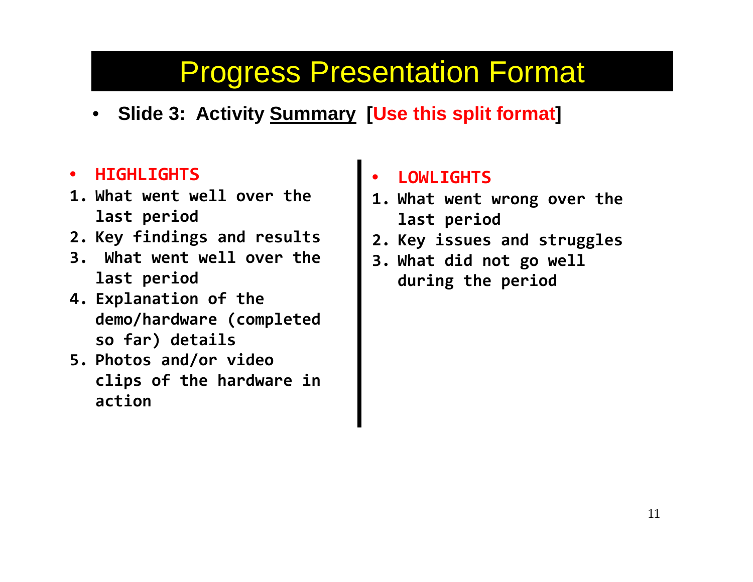# Progress Presentation Format

- **Slide 3: Activity Summary [Use this split format]**

- **HIGHLIGHTS**

1. What went well over the last period
2. Key findings and results
3. What went well over the last period
4. Explanation of the demo/hardware (completed so far) details
5. Photos and/or video clips of the hardware in action

- **LOWLIGHTS**

1. What went wrong over the last period
2. Key issues and struggles
3. What did not go well during the period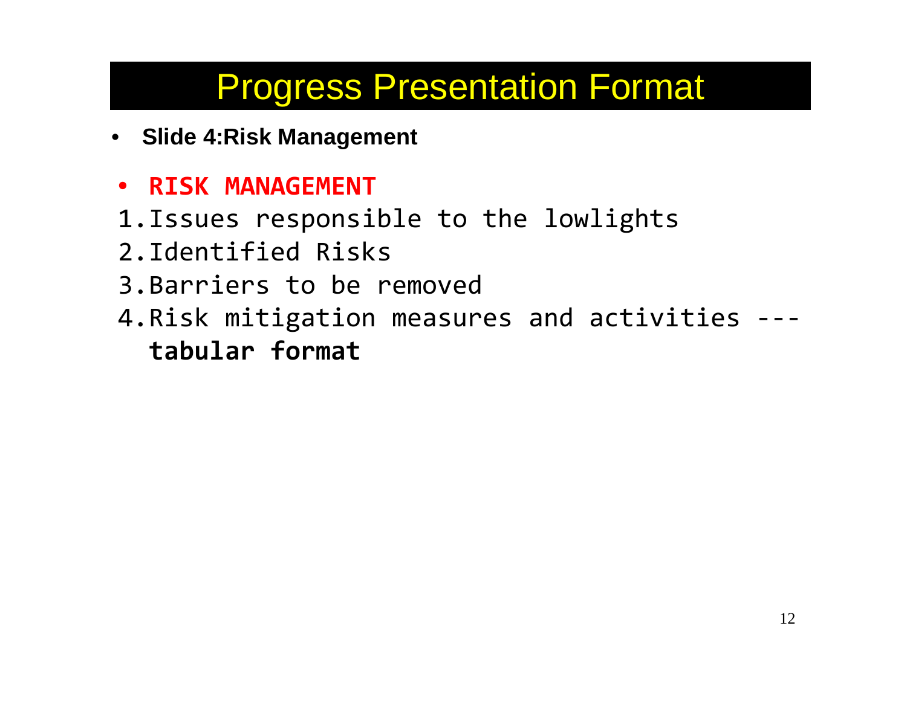# Progress Presentation Format

- **Slide 4:Risk Management**

- **RISK MANAGEMENT**

1. Issues responsible to the lowlights
2. Identified Risks
3. Barriers to be removed
4. Risk mitigation measures and activities --- **tabular format**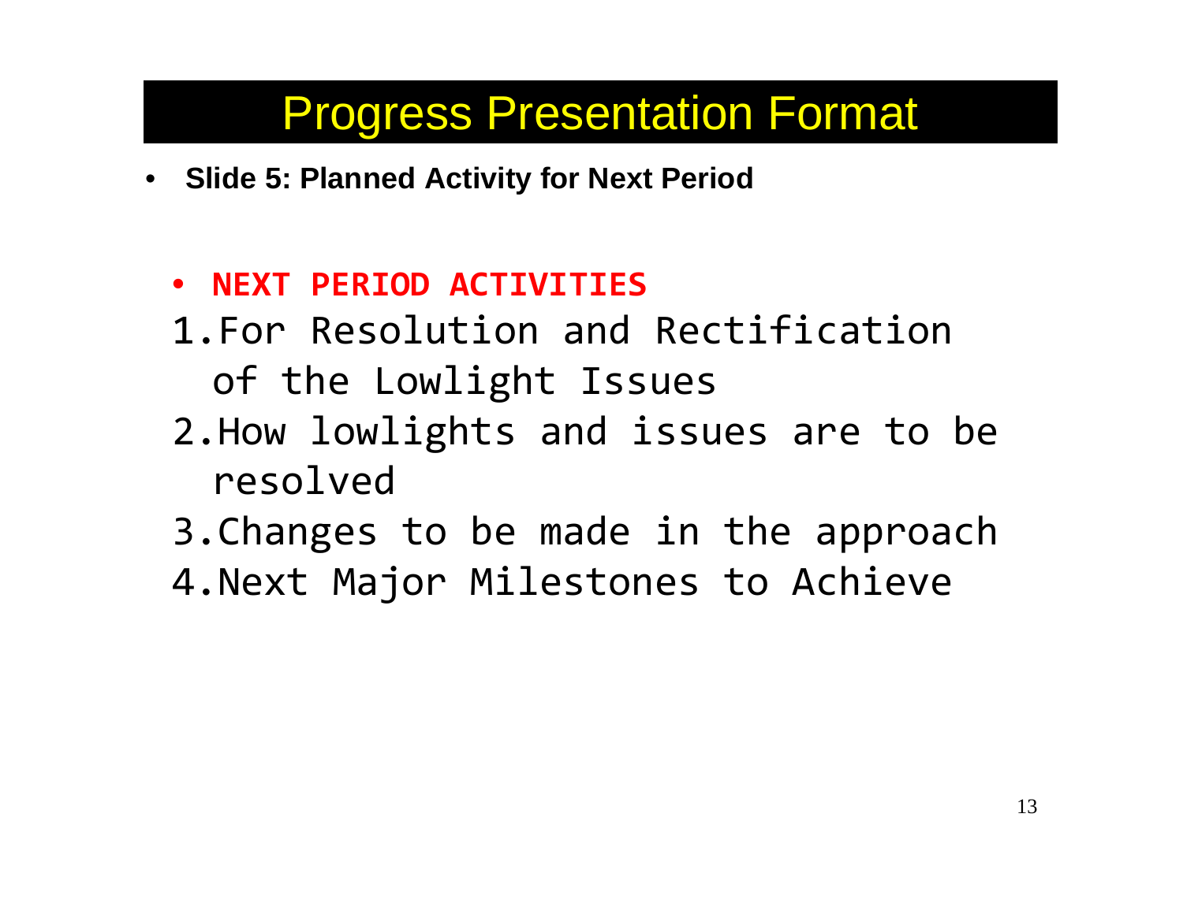# Progress Presentation Format

- **Slide 5: Planned Activity for Next Period**

  - **NEXT PERIOD ACTIVITIES**

  1. For Resolution and Rectification of the Lowlight Issues
  2. How lowlights and issues are to be resolved
  3. Changes to be made in the approach
  4. Next Major Milestones to Achieve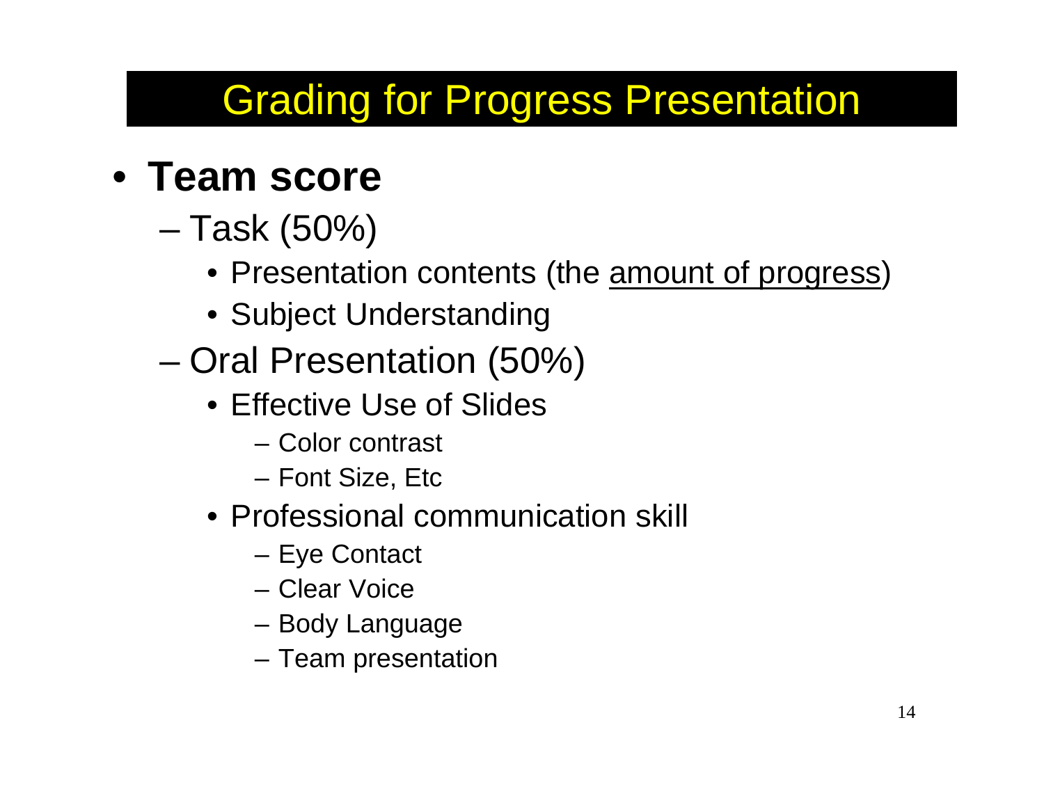# Grading for Progress Presentation

- **Team score**
  - Task (50%)
    - Presentation contents (the <u>amount of progress</u>)
    - Subject Understanding
  - Oral Presentation (50%)
    - Effective Use of Slides
      - Color contrast
      - Font Size, Etc
    - Professional communication skill
      - Eye Contact
      - Clear Voice
      - Body Language
      - Team presentation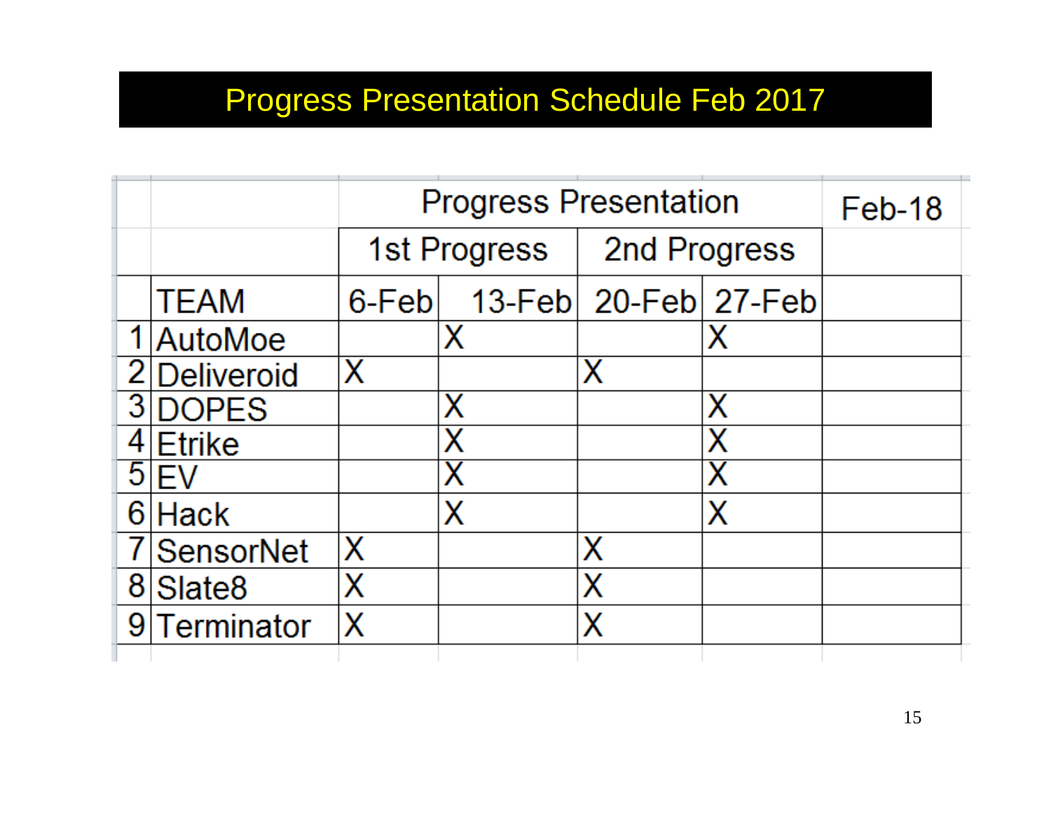# Progress Presentation Schedule Feb 2017

| | | Progress Presentation | | | | Feb-18 |
|---|---|---|---|---|---|---|
| | | 1st Progress | | 2nd Progress | | |
| | TEAM | 6-Feb | 13-Feb | 20-Feb | 27-Feb | |
| 1 | AutoMoe | | X | | X | |
| 2 | Deliveroid | X | | X | | |
| 3 | DOPES | | X | | X | |
| 4 | Etrike | | X | | X | |
| 5 | EV | | X | | X | |
| 6 | Hack | | X | | X | |
| 7 | SensorNet | X | | X | | |
| 8 | Slate8 | X | | X | | |
| 9 | Terminator | X | | X | | |